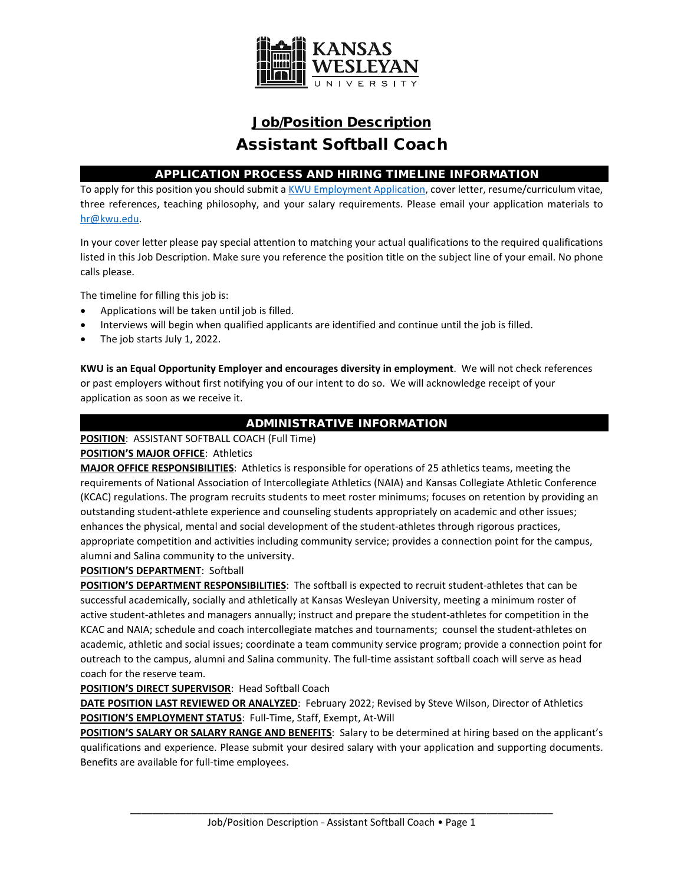# Job/Position Description

# Assistant Softball Coach

## APPLICATION PROCESS AND HIRING TIMELINE INFORMATION

To apply for this position you should submit a [KWU Employment Application](), cover letter, resume/curriculum vitae, three references, teaching philosophy, and your salary requirements. Please email your application materials to [hr@kwu.edu](mailto:hr@kwu.edu).

In your cover letter please pay special attention to matching your actual qualifications to the required qualifications listed in this Job Description. Make sure you reference the position title on the subject line of your email. No phone calls please.

The timeline for filling this job is:

- Applications will be taken until job is filled.
- Interviews will begin when qualified applicants are identified and continue until the job is filled.
- The job starts July 1, 2022.

**KWU is an Equal Opportunity Employer and encourages diversity in employment**. We will not check references or past employers without first notifying you of our intent to do so. We will acknowledge receipt of your application as soon as we receive it.

## ADMINISTRATIVE INFORMATION

**POSITION**: ASSISTANT SOFTBALL COACH (Full Time)

**POSITION'S MAJOR OFFICE**: Athletics

**MAJOR OFFICE RESPONSIBILITIES**: Athletics is responsible for operations of 25 athletics teams, meeting the requirements of National Association of Intercollegiate Athletics (NAIA) and Kansas Collegiate Athletic Conference (KCAC) regulations. The program recruits students to meet roster minimums; focuses on retention by providing an outstanding student-athlete experience and counseling students appropriately on academic and other issues; enhances the physical, mental and social development of the student-athletes through rigorous practices, appropriate competition and activities including community service; provides a connection point for the campus, alumni and Salina community to the university.

**POSITION'S DEPARTMENT**: Softball

**POSITION'S DEPARTMENT RESPONSIBILITIES**: The softball is expected to recruit student-athletes that can be successful academically, socially and athletically at Kansas Wesleyan University, meeting a minimum roster of active student-athletes and managers annually; instruct and prepare the student-athletes for competition in the KCAC and NAIA; schedule and coach intercollegiate matches and tournaments; counsel the student-athletes on academic, athletic and social issues; coordinate a team community service program; provide a connection point for outreach to the campus, alumni and Salina community. The full-time assistant softball coach will serve as head coach for the reserve team.

**POSITION'S DIRECT SUPERVISOR**: Head Softball Coach

**DATE POSITION LAST REVIEWED OR ANALYZED**: February 2022; Revised by Steve Wilson, Director of Athletics

**POSITION'S EMPLOYMENT STATUS**: Full-Time, Staff, Exempt, At-Will

**POSITION'S SALARY OR SALARY RANGE AND BENEFITS**: Salary to be determined at hiring based on the applicant's qualifications and experience. Please submit your desired salary with your application and supporting documents. Benefits are available for full-time employees.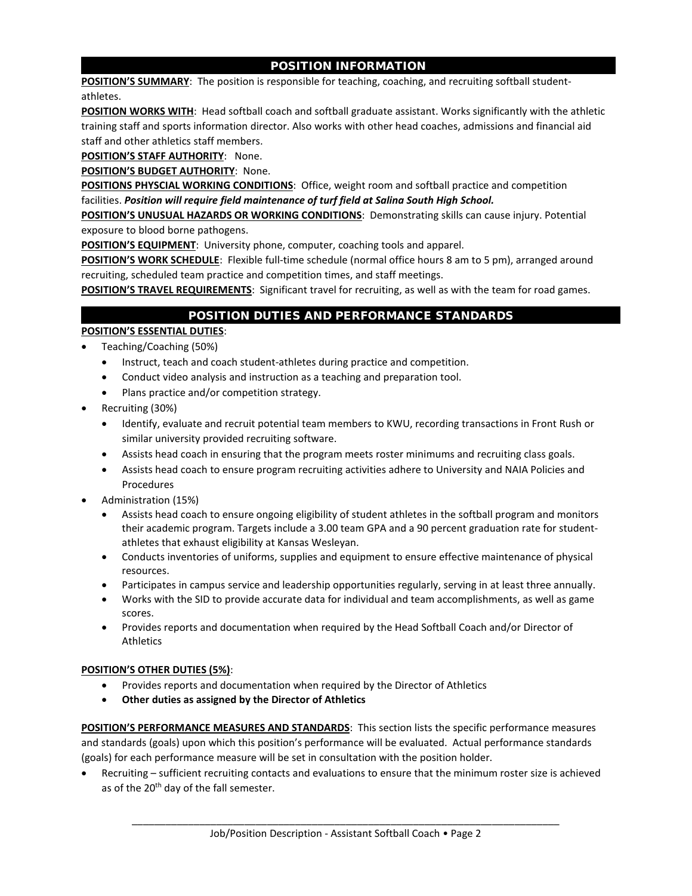## POSITION INFORMATION

**POSITION'S SUMMARY**: The position is responsible for teaching, coaching, and recruiting softball student-athletes.

**POSITION WORKS WITH**: Head softball coach and softball graduate assistant. Works significantly with the athletic training staff and sports information director. Also works with other head coaches, admissions and financial aid staff and other athletics staff members.

**POSITION'S STAFF AUTHORITY**: None.

**POSITION'S BUDGET AUTHORITY**: None.

**POSITIONS PHYSCIAL WORKING CONDITIONS**: Office, weight room and softball practice and competition facilities. ***Position will require field maintenance of turf field at Salina South High School.***

**POSITION'S UNUSUAL HAZARDS OR WORKING CONDITIONS**: Demonstrating skills can cause injury. Potential exposure to blood borne pathogens.

**POSITION'S EQUIPMENT**: University phone, computer, coaching tools and apparel.

**POSITION'S WORK SCHEDULE**: Flexible full-time schedule (normal office hours 8 am to 5 pm), arranged around recruiting, scheduled team practice and competition times, and staff meetings.

**POSITION'S TRAVEL REQUIREMENTS**: Significant travel for recruiting, as well as with the team for road games.

## POSITION DUTIES AND PERFORMANCE STANDARDS

**POSITION'S ESSENTIAL DUTIES**:

- Teaching/Coaching (50%)
  - Instruct, teach and coach student-athletes during practice and competition.
  - Conduct video analysis and instruction as a teaching and preparation tool.
  - Plans practice and/or competition strategy.
- Recruiting (30%)
  - Identify, evaluate and recruit potential team members to KWU, recording transactions in Front Rush or similar university provided recruiting software.
  - Assists head coach in ensuring that the program meets roster minimums and recruiting class goals.
  - Assists head coach to ensure program recruiting activities adhere to University and NAIA Policies and Procedures
- Administration (15%)
  - Assists head coach to ensure ongoing eligibility of student athletes in the softball program and monitors their academic program. Targets include a 3.00 team GPA and a 90 percent graduation rate for student-athletes that exhaust eligibility at Kansas Wesleyan.
  - Conducts inventories of uniforms, supplies and equipment to ensure effective maintenance of physical resources.
  - Participates in campus service and leadership opportunities regularly, serving in at least three annually.
  - Works with the SID to provide accurate data for individual and team accomplishments, as well as game scores.
  - Provides reports and documentation when required by the Head Softball Coach and/or Director of Athletics

**POSITION'S OTHER DUTIES (5%)**:

- Provides reports and documentation when required by the Director of Athletics
- **Other duties as assigned by the Director of Athletics**

**POSITION'S PERFORMANCE MEASURES AND STANDARDS**: This section lists the specific performance measures and standards (goals) upon which this position's performance will be evaluated. Actual performance standards (goals) for each performance measure will be set in consultation with the position holder.

- Recruiting – sufficient recruiting contacts and evaluations to ensure that the minimum roster size is achieved as of the 20th day of the fall semester.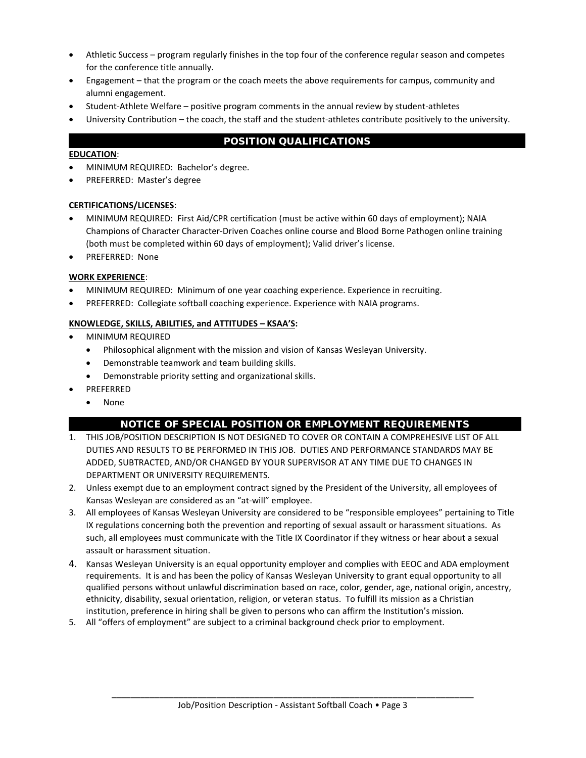- Athletic Success – program regularly finishes in the top four of the conference regular season and competes for the conference title annually.
- Engagement – that the program or the coach meets the above requirements for campus, community and alumni engagement.
- Student-Athlete Welfare – positive program comments in the annual review by student-athletes
- University Contribution – the coach, the staff and the student-athletes contribute positively to the university.

## POSITION QUALIFICATIONS

**EDUCATION**:

- MINIMUM REQUIRED: Bachelor's degree.
- PREFERRED: Master's degree

**CERTIFICATIONS/LICENSES**:

- MINIMUM REQUIRED: First Aid/CPR certification (must be active within 60 days of employment); NAIA Champions of Character Character-Driven Coaches online course and Blood Borne Pathogen online training (both must be completed within 60 days of employment); Valid driver's license.
- PREFERRED: None

**WORK EXPERIENCE**:

- MINIMUM REQUIRED: Minimum of one year coaching experience. Experience in recruiting.
- PREFERRED: Collegiate softball coaching experience. Experience with NAIA programs.

**KNOWLEDGE, SKILLS, ABILITIES, and ATTITUDES – KSAA'S:**

- MINIMUM REQUIRED
  - Philosophical alignment with the mission and vision of Kansas Wesleyan University.
  - Demonstrable teamwork and team building skills.
  - Demonstrable priority setting and organizational skills.
- PREFERRED
  - None

## NOTICE OF SPECIAL POSITION OR EMPLOYMENT REQUIREMENTS

1. THIS JOB/POSITION DESCRIPTION IS NOT DESIGNED TO COVER OR CONTAIN A COMPREHESIVE LIST OF ALL DUTIES AND RESULTS TO BE PERFORMED IN THIS JOB. DUTIES AND PERFORMANCE STANDARDS MAY BE ADDED, SUBTRACTED, AND/OR CHANGED BY YOUR SUPERVISOR AT ANY TIME DUE TO CHANGES IN DEPARTMENT OR UNIVERSITY REQUIREMENTS.
2. Unless exempt due to an employment contract signed by the President of the University, all employees of Kansas Wesleyan are considered as an "at-will" employee.
3. All employees of Kansas Wesleyan University are considered to be "responsible employees" pertaining to Title IX regulations concerning both the prevention and reporting of sexual assault or harassment situations. As such, all employees must communicate with the Title IX Coordinator if they witness or hear about a sexual assault or harassment situation.
4. Kansas Wesleyan University is an equal opportunity employer and complies with EEOC and ADA employment requirements. It is and has been the policy of Kansas Wesleyan University to grant equal opportunity to all qualified persons without unlawful discrimination based on race, color, gender, age, national origin, ancestry, ethnicity, disability, sexual orientation, religion, or veteran status. To fulfill its mission as a Christian institution, preference in hiring shall be given to persons who can affirm the Institution's mission.
5. All "offers of employment" are subject to a criminal background check prior to employment.